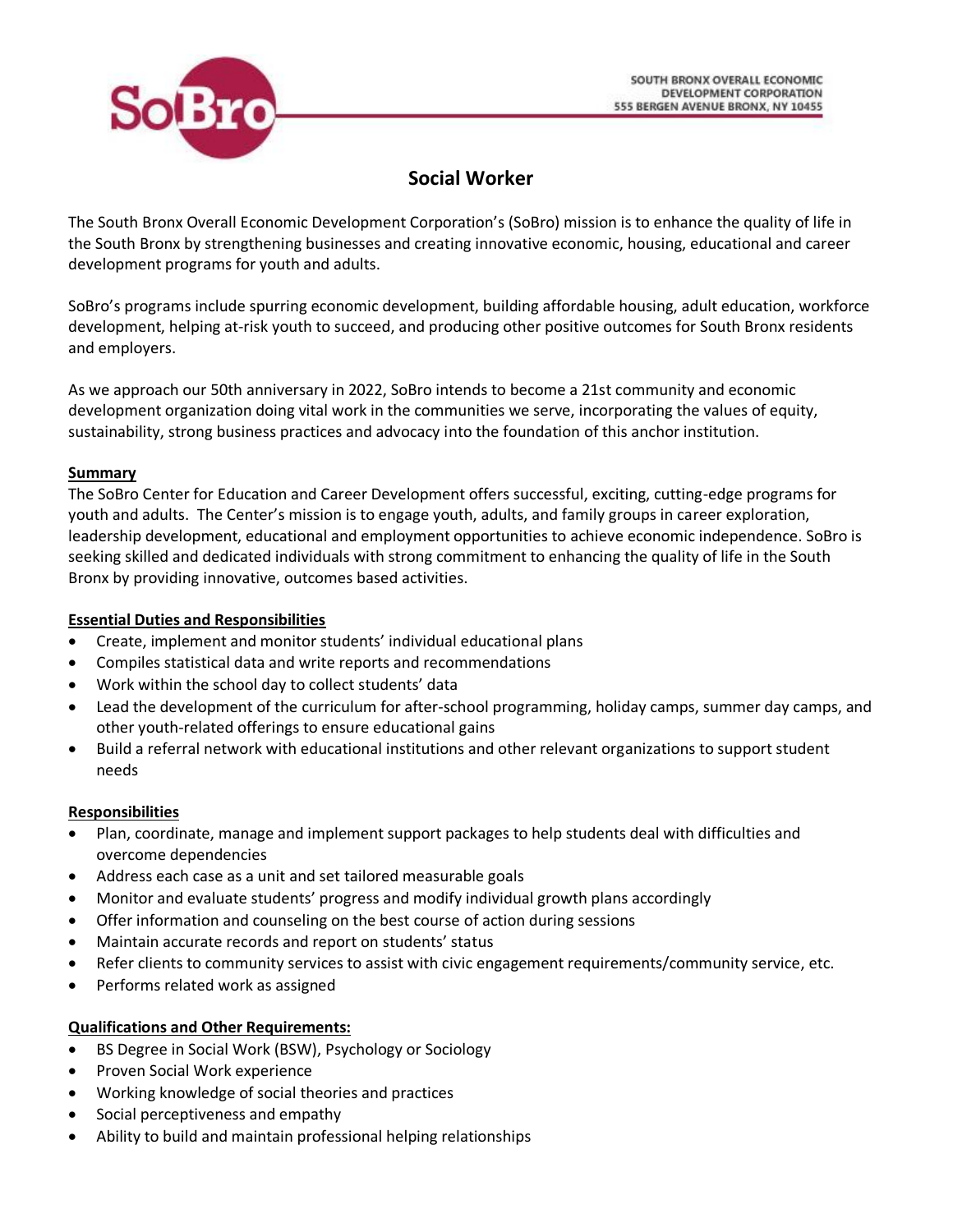SOUTH BRONX OVERALL ECONOMIC DEVELOPMENT CORPORATION
555 BERGEN AVENUE BRONX, NY 10455

# Social Worker

The South Bronx Overall Economic Development Corporation's (SoBro) mission is to enhance the quality of life in the South Bronx by strengthening businesses and creating innovative economic, housing, educational and career development programs for youth and adults.

SoBro's programs include spurring economic development, building affordable housing, adult education, workforce development, helping at-risk youth to succeed, and producing other positive outcomes for South Bronx residents and employers.

As we approach our 50th anniversary in 2022, SoBro intends to become a 21st community and economic development organization doing vital work in the communities we serve, incorporating the values of equity, sustainability, strong business practices and advocacy into the foundation of this anchor institution.

## Summary

The SoBro Center for Education and Career Development offers successful, exciting, cutting-edge programs for youth and adults. The Center's mission is to engage youth, adults, and family groups in career exploration, leadership development, educational and employment opportunities to achieve economic independence. SoBro is seeking skilled and dedicated individuals with strong commitment to enhancing the quality of life in the South Bronx by providing innovative, outcomes based activities.

## Essential Duties and Responsibilities

- Create, implement and monitor students' individual educational plans
- Compiles statistical data and write reports and recommendations
- Work within the school day to collect students' data
- Lead the development of the curriculum for after-school programming, holiday camps, summer day camps, and other youth-related offerings to ensure educational gains
- Build a referral network with educational institutions and other relevant organizations to support student needs

## Responsibilities

- Plan, coordinate, manage and implement support packages to help students deal with difficulties and overcome dependencies
- Address each case as a unit and set tailored measurable goals
- Monitor and evaluate students' progress and modify individual growth plans accordingly
- Offer information and counseling on the best course of action during sessions
- Maintain accurate records and report on students' status
- Refer clients to community services to assist with civic engagement requirements/community service, etc.
- Performs related work as assigned

## Qualifications and Other Requirements:

- BS Degree in Social Work (BSW), Psychology or Sociology
- Proven Social Work experience
- Working knowledge of social theories and practices
- Social perceptiveness and empathy
- Ability to build and maintain professional helping relationships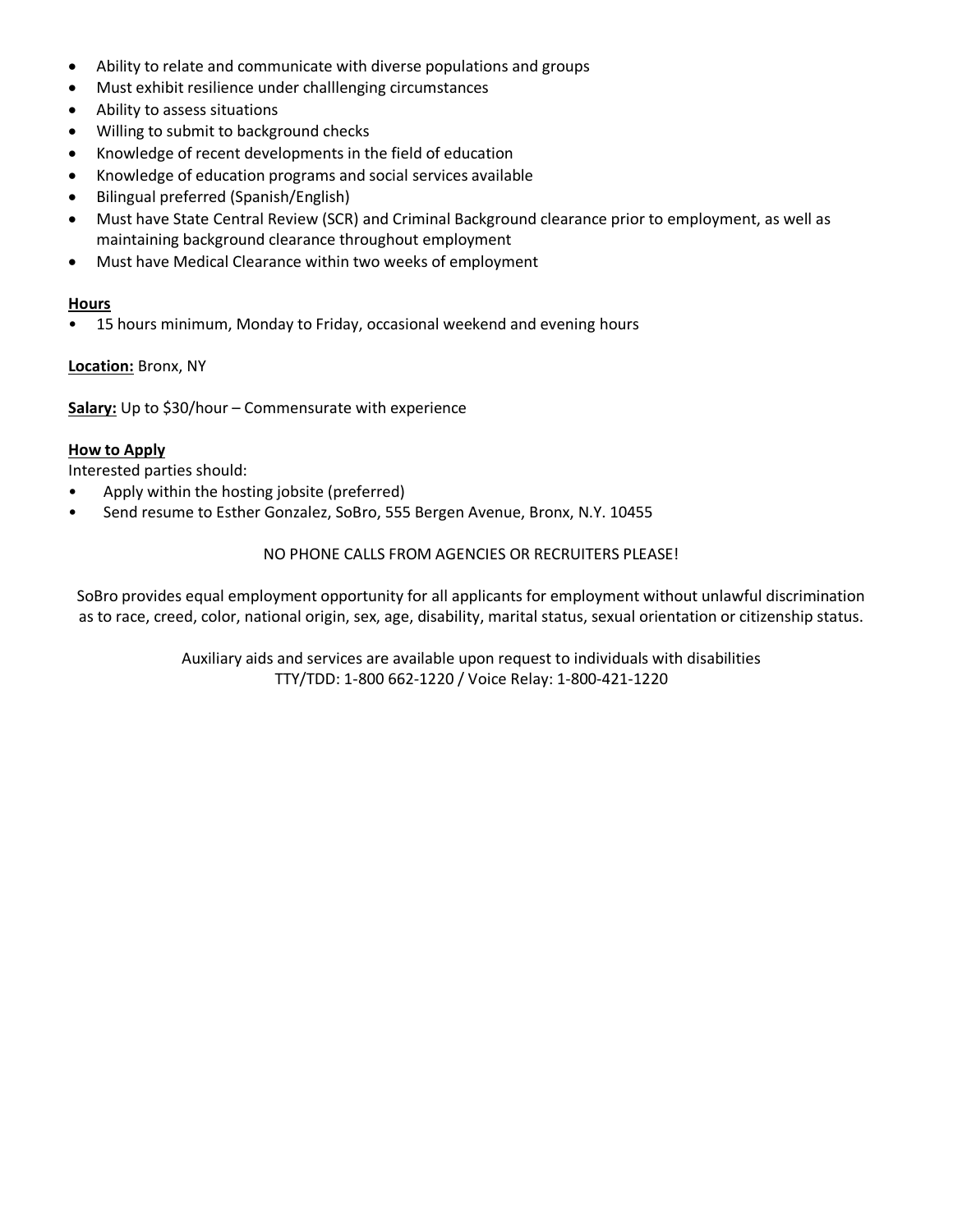- Ability to relate and communicate with diverse populations and groups
- Must exhibit resilience under challlenging circumstances
- Ability to assess situations
- Willing to submit to background checks
- Knowledge of recent developments in the field of education
- Knowledge of education programs and social services available
- Bilingual preferred (Spanish/English)
- Must have State Central Review (SCR) and Criminal Background clearance prior to employment, as well as maintaining background clearance throughout employment
- Must have Medical Clearance within two weeks of employment

**Hours**

- 15 hours minimum, Monday to Friday, occasional weekend and evening hours

**Location:** Bronx, NY

**Salary:** Up to $30/hour – Commensurate with experience

**How to Apply**

Interested parties should:

- Apply within the hosting jobsite (preferred)
- Send resume to Esther Gonzalez, SoBro, 555 Bergen Avenue, Bronx, N.Y. 10455

NO PHONE CALLS FROM AGENCIES OR RECRUITERS PLEASE!

SoBro provides equal employment opportunity for all applicants for employment without unlawful discrimination as to race, creed, color, national origin, sex, age, disability, marital status, sexual orientation or citizenship status.

Auxiliary aids and services are available upon request to individuals with disabilities
TTY/TDD: 1-800 662-1220 / Voice Relay: 1-800-421-1220